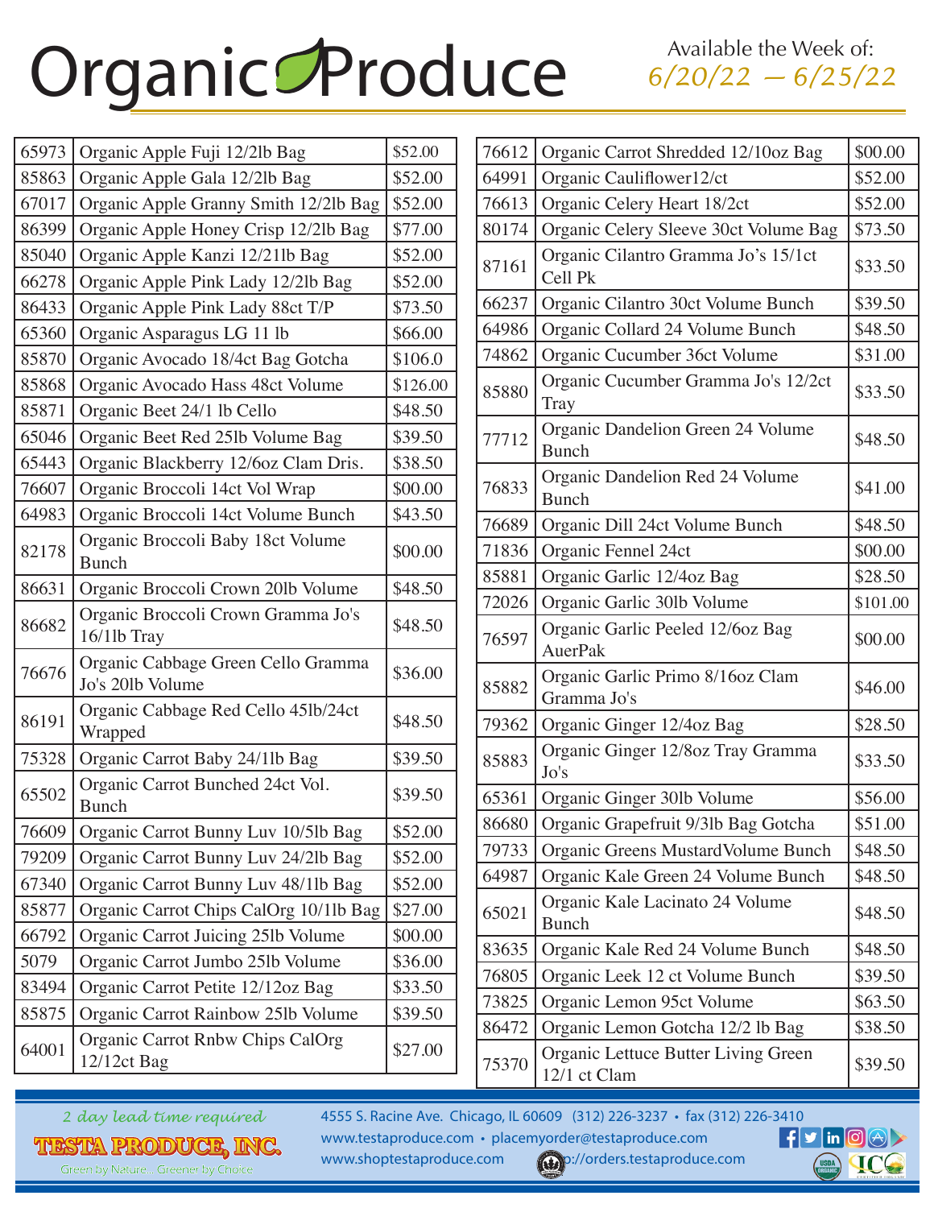# Organic Produce

Available the Week of: *6/20/22 — 6/25/22*

| | | |
|---|---|---|
| 65973 | Organic Apple Fuji 12/2lb Bag | $52.00 |
| 85863 | Organic Apple Gala 12/2lb Bag | $52.00 |
| 67017 | Organic Apple Granny Smith 12/2lb Bag | $52.00 |
| 86399 | Organic Apple Honey Crisp 12/2lb Bag | $77.00 |
| 85040 | Organic Apple Kanzi 12/21lb Bag | $52.00 |
| 66278 | Organic Apple Pink Lady 12/2lb Bag | $52.00 |
| 86433 | Organic Apple Pink Lady 88ct T/P | $73.50 |
| 65360 | Organic Asparagus LG 11 lb | $66.00 |
| 85870 | Organic Avocado 18/4ct Bag Gotcha | $106.0 |
| 85868 | Organic Avocado Hass 48ct Volume | $126.00 |
| 85871 | Organic Beet 24/1 lb Cello | $48.50 |
| 65046 | Organic Beet Red 25lb Volume Bag | $39.50 |
| 65443 | Organic Blackberry 12/6oz Clam Dris. | $38.50 |
| 76607 | Organic Broccoli 14ct Vol Wrap | $00.00 |
| 64983 | Organic Broccoli 14ct Volume Bunch | $43.50 |
| 82178 | Organic Broccoli Baby 18ct Volume Bunch | $00.00 |
| 86631 | Organic Broccoli Crown 20lb Volume | $48.50 |
| 86682 | Organic Broccoli Crown Gramma Jo's 16/1lb Tray | $48.50 |
| 76676 | Organic Cabbage Green Cello Gramma Jo's 20lb Volume | $36.00 |
| 86191 | Organic Cabbage Red Cello 45lb/24ct Wrapped | $48.50 |
| 75328 | Organic Carrot Baby 24/1lb Bag | $39.50 |
| 65502 | Organic Carrot Bunched 24ct Vol. Bunch | $39.50 |
| 76609 | Organic Carrot Bunny Luv 10/5lb Bag | $52.00 |
| 79209 | Organic Carrot Bunny Luv 24/2lb Bag | $52.00 |
| 67340 | Organic Carrot Bunny Luv 48/1lb Bag | $52.00 |
| 85877 | Organic Carrot Chips CalOrg 10/1lb Bag | $27.00 |
| 66792 | Organic Carrot Juicing 25lb Volume | $00.00 |
| 5079 | Organic Carrot Jumbo 25lb Volume | $36.00 |
| 83494 | Organic Carrot Petite 12/12oz Bag | $33.50 |
| 85875 | Organic Carrot Rainbow 25lb Volume | $39.50 |
| 64001 | Organic Carrot Rnbw Chips CalOrg 12/12ct Bag | $27.00 |
| 76612 | Organic Carrot Shredded 12/10oz Bag | $00.00 |
| 64991 | Organic Cauliflower12/ct | $52.00 |
| 76613 | Organic Celery Heart 18/2ct | $52.00 |
| 80174 | Organic Celery Sleeve 30ct Volume Bag | $73.50 |
| 87161 | Organic Cilantro Gramma Jo's 15/1ct Cell Pk | $33.50 |
| 66237 | Organic Cilantro 30ct Volume Bunch | $39.50 |
| 64986 | Organic Collard 24 Volume Bunch | $48.50 |
| 74862 | Organic Cucumber 36ct Volume | $31.00 |
| 85880 | Organic Cucumber Gramma Jo's 12/2ct Tray | $33.50 |
| 77712 | Organic Dandelion Green 24 Volume Bunch | $48.50 |
| 76833 | Organic Dandelion Red 24 Volume Bunch | $41.00 |
| 76689 | Organic Dill 24ct Volume Bunch | $48.50 |
| 71836 | Organic Fennel 24ct | $00.00 |
| 85881 | Organic Garlic 12/4oz Bag | $28.50 |
| 72026 | Organic Garlic 30lb Volume | $101.00 |
| 76597 | Organic Garlic Peeled 12/6oz Bag AuerPak | $00.00 |
| 85882 | Organic Garlic Primo 8/16oz Clam Gramma Jo's | $46.00 |
| 79362 | Organic Ginger 12/4oz Bag | $28.50 |
| 85883 | Organic Ginger 12/8oz Tray Gramma Jo's | $33.50 |
| 65361 | Organic Ginger 30lb Volume | $56.00 |
| 86680 | Organic Grapefruit 9/3lb Bag Gotcha | $51.00 |
| 79733 | Organic Greens MustardVolume Bunch | $48.50 |
| 64987 | Organic Kale Green 24 Volume Bunch | $48.50 |
| 65021 | Organic Kale Lacinato 24 Volume Bunch | $48.50 |
| 83635 | Organic Kale Red 24 Volume Bunch | $48.50 |
| 76805 | Organic Leek 12 ct Volume Bunch | $39.50 |
| 73825 | Organic Lemon 95ct Volume | $63.50 |
| 86472 | Organic Lemon Gotcha 12/2 lb Bag | $38.50 |
| 75370 | Organic Lettuce Butter Living Green 12/1 ct Clam | $39.50 |

*2 day lead time required*

**TESTA PRODUCE, INC.**
Green by Nature... Greener by Choice

4555 S. Racine Ave. Chicago, IL 60609 (312) 226-3237 • fax (312) 226-3410
www.testaproduce.com • placemyorder@testaproduce.com
www.shoptestaproduce.com • p://orders.testaproduce.com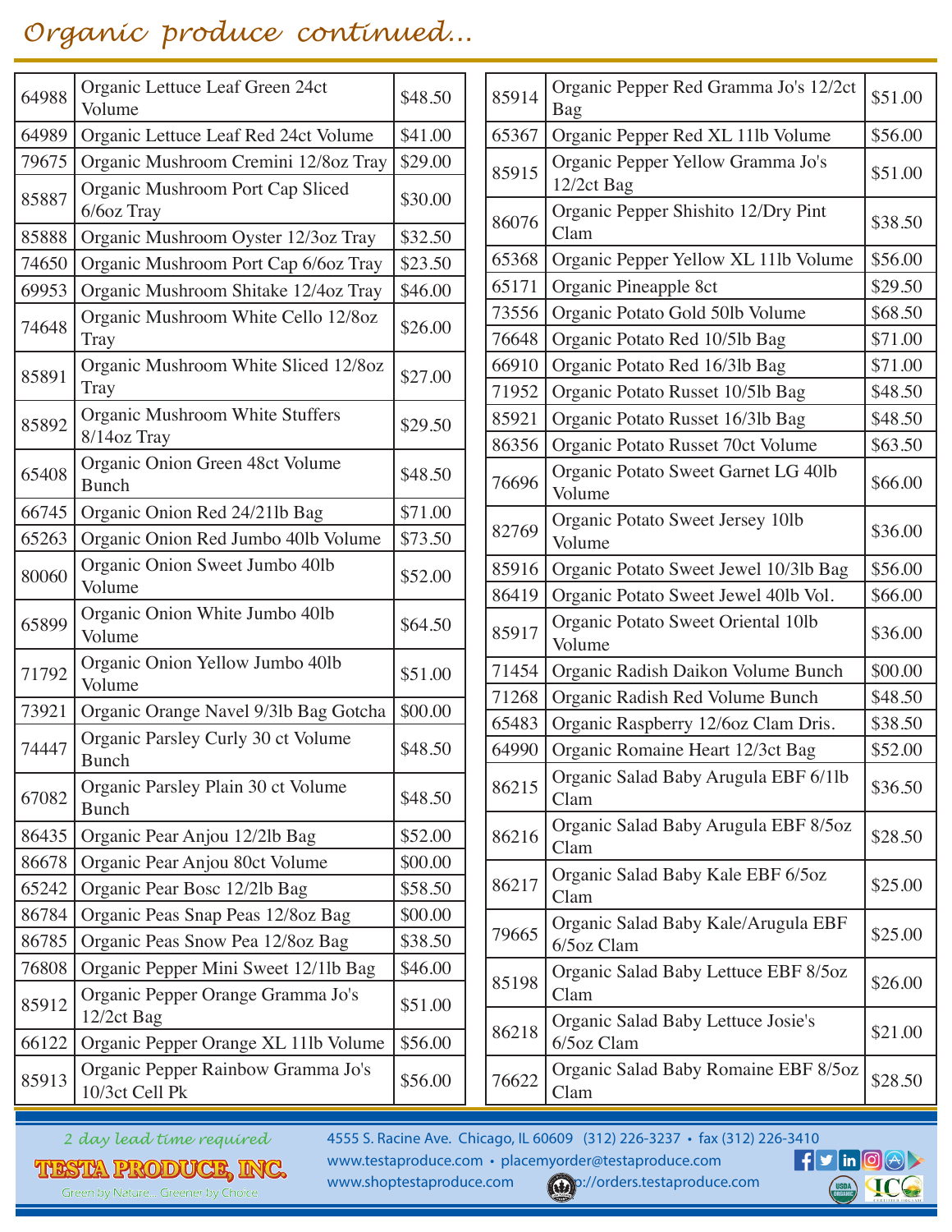# Organic produce continued...

| | | |
|---|---|---|
| 64988 | Organic Lettuce Leaf Green 24ct Volume | $48.50 |
| 64989 | Organic Lettuce Leaf Red 24ct Volume | $41.00 |
| 79675 | Organic Mushroom Cremini 12/8oz Tray | $29.00 |
| 85887 | Organic Mushroom Port Cap Sliced 6/6oz Tray | $30.00 |
| 85888 | Organic Mushroom Oyster 12/3oz Tray | $32.50 |
| 74650 | Organic Mushroom Port Cap 6/6oz Tray | $23.50 |
| 69953 | Organic Mushroom Shitake 12/4oz Tray | $46.00 |
| 74648 | Organic Mushroom White Cello 12/8oz Tray | $26.00 |
| 85891 | Organic Mushroom White Sliced 12/8oz Tray | $27.00 |
| 85892 | Organic Mushroom White Stuffers 8/14oz Tray | $29.50 |
| 65408 | Organic Onion Green 48ct Volume Bunch | $48.50 |
| 66745 | Organic Onion Red 24/21lb Bag | $71.00 |
| 65263 | Organic Onion Red Jumbo 40lb Volume | $73.50 |
| 80060 | Organic Onion Sweet Jumbo 40lb Volume | $52.00 |
| 65899 | Organic Onion White Jumbo 40lb Volume | $64.50 |
| 71792 | Organic Onion Yellow Jumbo 40lb Volume | $51.00 |
| 73921 | Organic Orange Navel 9/3lb Bag Gotcha | $00.00 |
| 74447 | Organic Parsley Curly 30 ct Volume Bunch | $48.50 |
| 67082 | Organic Parsley Plain 30 ct Volume Bunch | $48.50 |
| 86435 | Organic Pear Anjou 12/2lb Bag | $52.00 |
| 86678 | Organic Pear Anjou 80ct Volume | $00.00 |
| 65242 | Organic Pear Bosc 12/2lb Bag | $58.50 |
| 86784 | Organic Peas Snap Peas 12/8oz Bag | $00.00 |
| 86785 | Organic Peas Snow Pea 12/8oz Bag | $38.50 |
| 76808 | Organic Pepper Mini Sweet 12/1lb Bag | $46.00 |
| 85912 | Organic Pepper Orange Gramma Jo's 12/2ct Bag | $51.00 |
| 66122 | Organic Pepper Orange XL 11lb Volume | $56.00 |
| 85913 | Organic Pepper Rainbow Gramma Jo's 10/3ct Cell Pk | $56.00 |
| 85914 | Organic Pepper Red Gramma Jo's 12/2ct Bag | $51.00 |
| 65367 | Organic Pepper Red XL 11lb Volume | $56.00 |
| 85915 | Organic Pepper Yellow Gramma Jo's 12/2ct Bag | $51.00 |
| 86076 | Organic Pepper Shishito 12/Dry Pint Clam | $38.50 |
| 65368 | Organic Pepper Yellow XL 11lb Volume | $56.00 |
| 65171 | Organic Pineapple 8ct | $29.50 |
| 73556 | Organic Potato Gold 50lb Volume | $68.50 |
| 76648 | Organic Potato Red 10/5lb Bag | $71.00 |
| 66910 | Organic Potato Red 16/3lb Bag | $71.00 |
| 71952 | Organic Potato Russet 10/5lb Bag | $48.50 |
| 85921 | Organic Potato Russet 16/3lb Bag | $48.50 |
| 86356 | Organic Potato Russet 70ct Volume | $63.50 |
| 76696 | Organic Potato Sweet Garnet LG 40lb Volume | $66.00 |
| 82769 | Organic Potato Sweet Jersey 10lb Volume | $36.00 |
| 85916 | Organic Potato Sweet Jewel 10/3lb Bag | $56.00 |
| 86419 | Organic Potato Sweet Jewel 40lb Vol. | $66.00 |
| 85917 | Organic Potato Sweet Oriental 10lb Volume | $36.00 |
| 71454 | Organic Radish Daikon Volume Bunch | $00.00 |
| 71268 | Organic Radish Red Volume Bunch | $48.50 |
| 65483 | Organic Raspberry 12/6oz Clam Dris. | $38.50 |
| 64990 | Organic Romaine Heart 12/3ct Bag | $52.00 |
| 86215 | Organic Salad Baby Arugula EBF 6/1lb Clam | $36.50 |
| 86216 | Organic Salad Baby Arugula EBF 8/5oz Clam | $28.50 |
| 86217 | Organic Salad Baby Kale EBF 6/5oz Clam | $25.00 |
| 79665 | Organic Salad Baby Kale/Arugula EBF 6/5oz Clam | $25.00 |
| 85198 | Organic Salad Baby Lettuce EBF 8/5oz Clam | $26.00 |
| 86218 | Organic Salad Baby Lettuce Josie's 6/5oz Clam | $21.00 |
| 76622 | Organic Salad Baby Romaine EBF 8/5oz Clam | $28.50 |

*2 day lead time required*

**TESTA PRODUCE, INC.**
Green by Nature... Greener by Choice

4555 S. Racine Ave. Chicago, IL 60609 (312) 226-3237 • fax (312) 226-3410
www.testaproduce.com • placemyorder@testaproduce.com
www.shoptestaproduce.com http://orders.testaproduce.com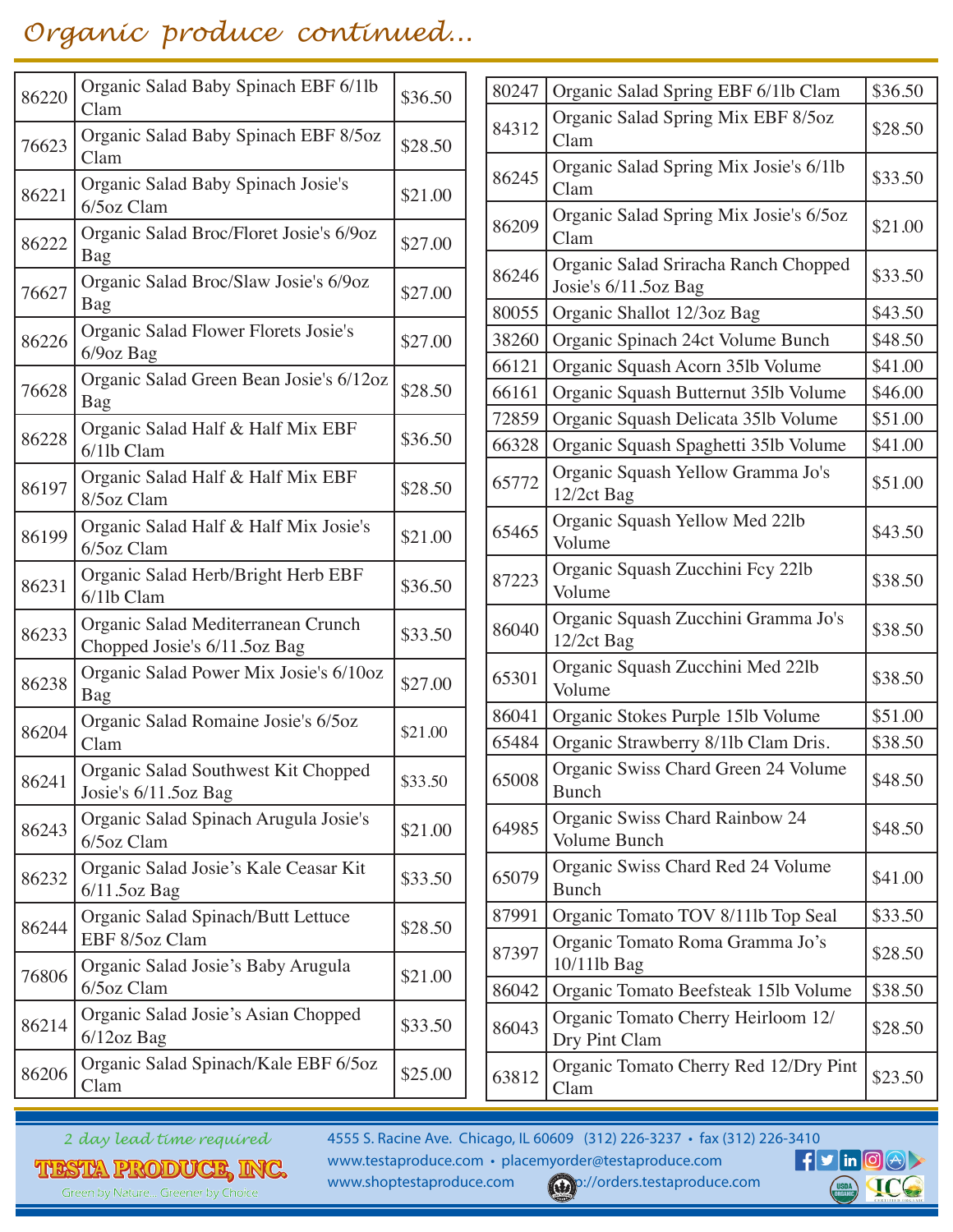# Organic produce continued...

| | | |
|---|---|---|
| 86220 | Organic Salad Baby Spinach EBF 6/1lb Clam | $36.50 |
| 76623 | Organic Salad Baby Spinach EBF 8/5oz Clam | $28.50 |
| 86221 | Organic Salad Baby Spinach Josie's 6/5oz Clam | $21.00 |
| 86222 | Organic Salad Broc/Floret Josie's 6/9oz Bag | $27.00 |
| 76627 | Organic Salad Broc/Slaw Josie's 6/9oz Bag | $27.00 |
| 86226 | Organic Salad Flower Florets Josie's 6/9oz Bag | $27.00 |
| 76628 | Organic Salad Green Bean Josie's 6/12oz Bag | $28.50 |
| 86228 | Organic Salad Half & Half Mix EBF 6/1lb Clam | $36.50 |
| 86197 | Organic Salad Half & Half Mix EBF 8/5oz Clam | $28.50 |
| 86199 | Organic Salad Half & Half Mix Josie's 6/5oz Clam | $21.00 |
| 86231 | Organic Salad Herb/Bright Herb EBF 6/1lb Clam | $36.50 |
| 86233 | Organic Salad Mediterranean Crunch Chopped Josie's 6/11.5oz Bag | $33.50 |
| 86238 | Organic Salad Power Mix Josie's 6/10oz Bag | $27.00 |
| 86204 | Organic Salad Romaine Josie's 6/5oz Clam | $21.00 |
| 86241 | Organic Salad Southwest Kit Chopped Josie's 6/11.5oz Bag | $33.50 |
| 86243 | Organic Salad Spinach Arugula Josie's 6/5oz Clam | $21.00 |
| 86232 | Organic Salad Josie's Kale Ceasar Kit 6/11.5oz Bag | $33.50 |
| 86244 | Organic Salad Spinach/Butt Lettuce EBF 8/5oz Clam | $28.50 |
| 76806 | Organic Salad Josie's Baby Arugula 6/5oz Clam | $21.00 |
| 86214 | Organic Salad Josie's Asian Chopped 6/12oz Bag | $33.50 |
| 86206 | Organic Salad Spinach/Kale EBF 6/5oz Clam | $25.00 |
| 80247 | Organic Salad Spring EBF 6/1lb Clam | $36.50 |
| 84312 | Organic Salad Spring Mix EBF 8/5oz Clam | $28.50 |
| 86245 | Organic Salad Spring Mix Josie's 6/1lb Clam | $33.50 |
| 86209 | Organic Salad Spring Mix Josie's 6/5oz Clam | $21.00 |
| 86246 | Organic Salad Sriracha Ranch Chopped Josie's 6/11.5oz Bag | $33.50 |
| 80055 | Organic Shallot 12/3oz Bag | $43.50 |
| 38260 | Organic Spinach 24ct Volume Bunch | $48.50 |
| 66121 | Organic Squash Acorn 35lb Volume | $41.00 |
| 66161 | Organic Squash Butternut 35lb Volume | $46.00 |
| 72859 | Organic Squash Delicata 35lb Volume | $51.00 |
| 66328 | Organic Squash Spaghetti 35lb Volume | $41.00 |
| 65772 | Organic Squash Yellow Gramma Jo's 12/2ct Bag | $51.00 |
| 65465 | Organic Squash Yellow Med 22lb Volume | $43.50 |
| 87223 | Organic Squash Zucchini Fcy 22lb Volume | $38.50 |
| 86040 | Organic Squash Zucchini Gramma Jo's 12/2ct Bag | $38.50 |
| 65301 | Organic Squash Zucchini Med 22lb Volume | $38.50 |
| 86041 | Organic Stokes Purple 15lb Volume | $51.00 |
| 65484 | Organic Strawberry 8/1lb Clam Dris. | $38.50 |
| 65008 | Organic Swiss Chard Green 24 Volume Bunch | $48.50 |
| 64985 | Organic Swiss Chard Rainbow 24 Volume Bunch | $48.50 |
| 65079 | Organic Swiss Chard Red 24 Volume Bunch | $41.00 |
| 87991 | Organic Tomato TOV 8/11lb Top Seal | $33.50 |
| 87397 | Organic Tomato Roma Gramma Jo's 10/11lb Bag | $28.50 |
| 86042 | Organic Tomato Beefsteak 15lb Volume | $38.50 |
| 86043 | Organic Tomato Cherry Heirloom 12/ Dry Pint Clam | $28.50 |
| 63812 | Organic Tomato Cherry Red 12/Dry Pint Clam | $23.50 |

*2 day lead time required*

**TESTA PRODUCE, INC.**

Green by Nature... Greener by Choice

4555 S. Racine Ave. Chicago, IL 60609 (312) 226-3237 • fax (312) 226-3410
www.testaproduce.com • placemyorder@testaproduce.com
www.shoptestaproduce.com http://orders.testaproduce.com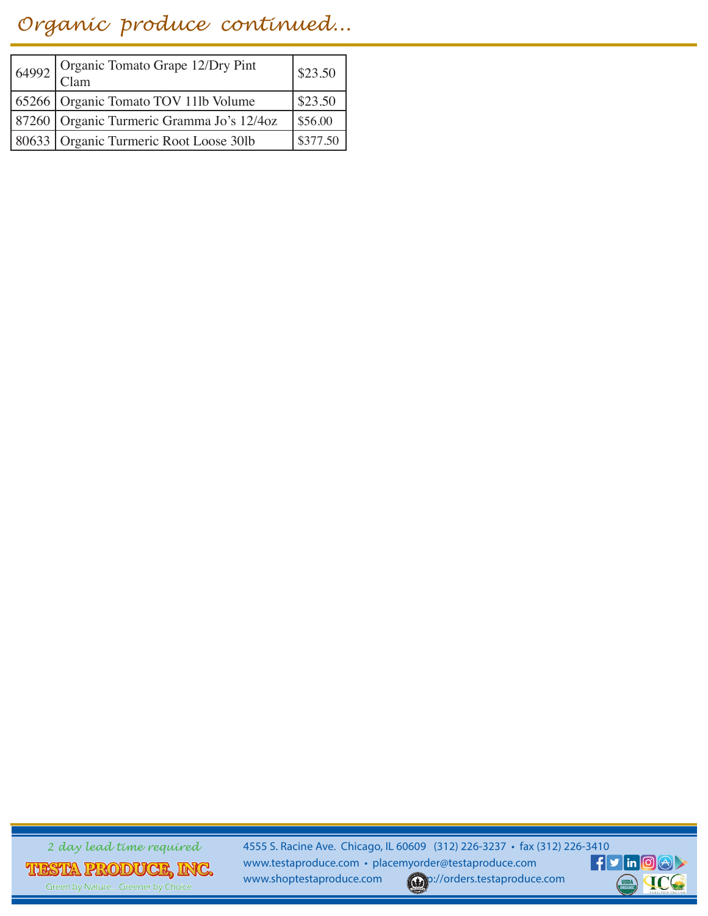# Organic produce continued...

| | | |
|---|---|---|
| 64992 | Organic Tomato Grape 12/Dry Pint Clam | $23.50 |
| 65266 | Organic Tomato TOV 11lb Volume | $23.50 |
| 87260 | Organic Turmeric Gramma Jo's 12/4oz | $56.00 |
| 80633 | Organic Turmeric Root Loose 30lb | $377.50 |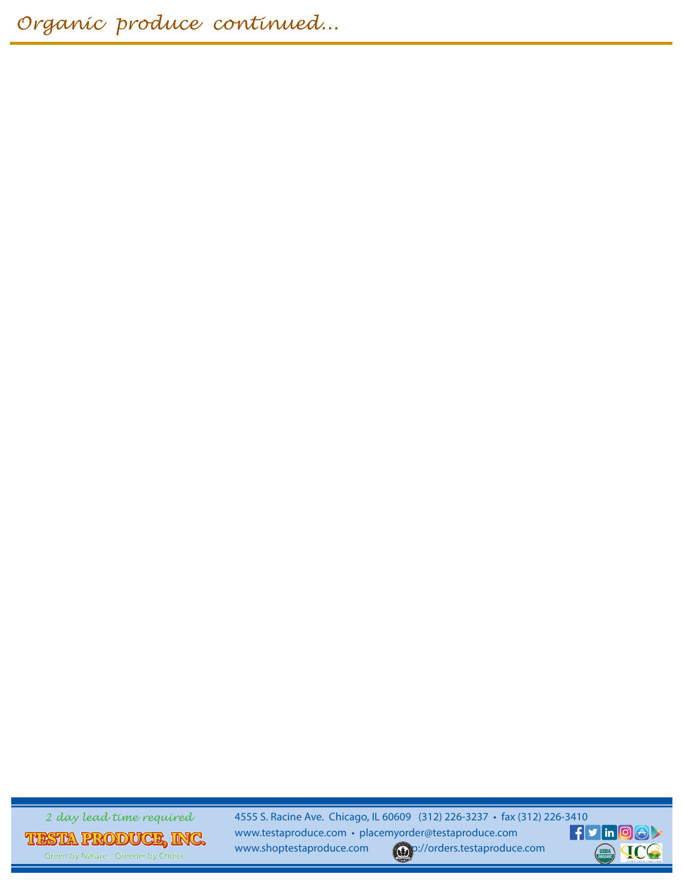# *Organic produce continued...*

*2 day lead time required*

**TESTA PRODUCE, INC.**

Green by Nature... Greener by Choice

4555 S. Racine Ave. Chicago, IL 60609 (312) 226-3237 • fax (312) 226-3410

www.testaproduce.com • placemyorder@testaproduce.com

www.shoptestaproduce.com http://orders.testaproduce.com